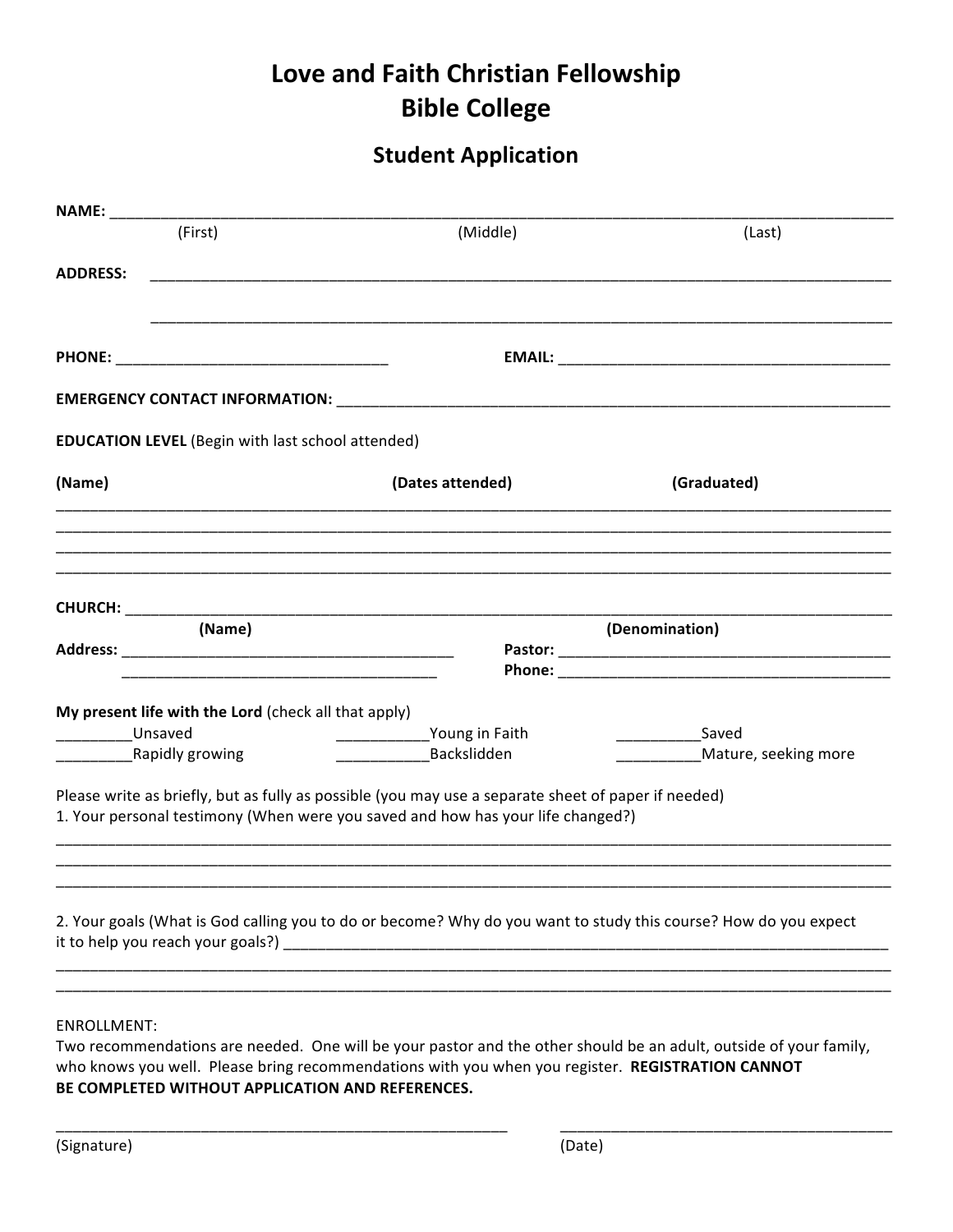# Love and Faith Christian Fellowship
# Bible College

## Student Application

**NAME:** ____________________________________________________________________________________________

(First) (Middle) (Last)

**ADDRESS:** ________________________________________________________________________________________

________________________________________________________________________________________

**PHONE:** ________________________________ **EMAIL:** ________________________________________

**EMERGENCY CONTACT INFORMATION:** ____________________________________________________________

**EDUCATION LEVEL** (Begin with last school attended)

| (Name) | (Dates attended) | (Graduated) |
|---|---|---|
| | | |
| | | |
| | | |
| | | |

**CHURCH:** _________________________________________________________________________________________

**(Name)** **(Denomination)**

**Address:** _______________________________________ **Pastor:** ________________________________________

_____________________________________ **Phone:** ________________________________________

**My present life with the Lord** (check all that apply)

_________Unsaved ___________Young in Faith __________Saved

_________Rapidly growing ___________Backslidden __________Mature, seeking more

Please write as briefly, but as fully as possible (you may use a separate sheet of paper if needed)

1. Your personal testimony (When were you saved and how has your life changed?)

____________________________________________________________________________________________

____________________________________________________________________________________________

____________________________________________________________________________________________

2. Your goals (What is God calling you to do or become? Why do you want to study this course? How do you expect it to help you reach your goals?) ___________________________________________________________________________

____________________________________________________________________________________________

____________________________________________________________________________________________

ENROLLMENT:

Two recommendations are needed. One will be your pastor and the other should be an adult, outside of your family, who knows you well. Please bring recommendations with you when you register. **REGISTRATION CANNOT BE COMPLETED WITHOUT APPLICATION AND REFERENCES.**

_____________________________________________________ ________________________________________

(Signature) (Date)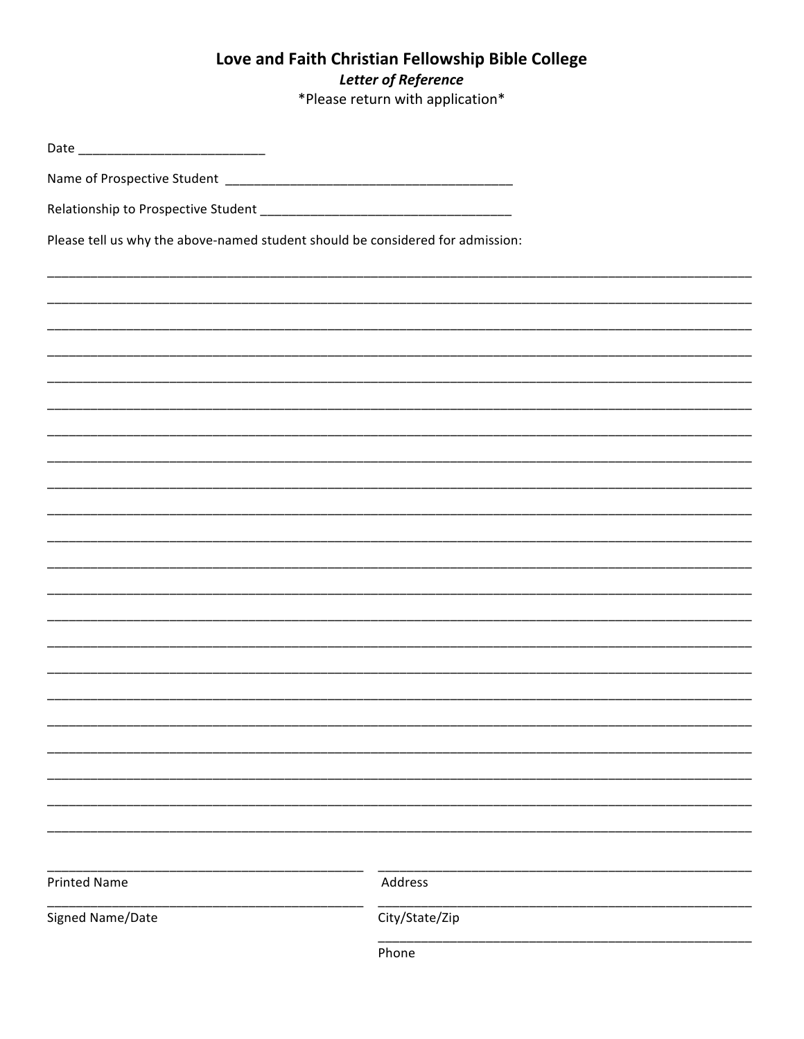# Love and Faith Christian Fellowship Bible College

***Letter of Reference***

*Please return with application*

Date ___________________________

Name of Prospective Student _________________________________________

Relationship to Prospective Student ___________________________________

Please tell us why the above-named student should be considered for admission:

_____________________________________________________________________________________________

_____________________________________________________________________________________________

_____________________________________________________________________________________________

_____________________________________________________________________________________________

_____________________________________________________________________________________________

_____________________________________________________________________________________________

_____________________________________________________________________________________________

_____________________________________________________________________________________________

_____________________________________________________________________________________________

_____________________________________________________________________________________________

_____________________________________________________________________________________________

_____________________________________________________________________________________________

_____________________________________________________________________________________________

_____________________________________________________________________________________________

_____________________________________________________________________________________________

_____________________________________________________________________________________________

_____________________________________________________________________________________________

_____________________________________________________________________________________________

_____________________________________________________________________________________________

_____________________________________________________________________________________________

_____________________________________________________________________________________________

_____________________________________________________________________________________________

| | |
|---|---|
| _______________________________________<br>Printed Name | _______________________________________<br>Address |
| _______________________________________<br>Signed Name/Date | _______________________________________<br>City/State/Zip |
| | _______________________________________<br>Phone |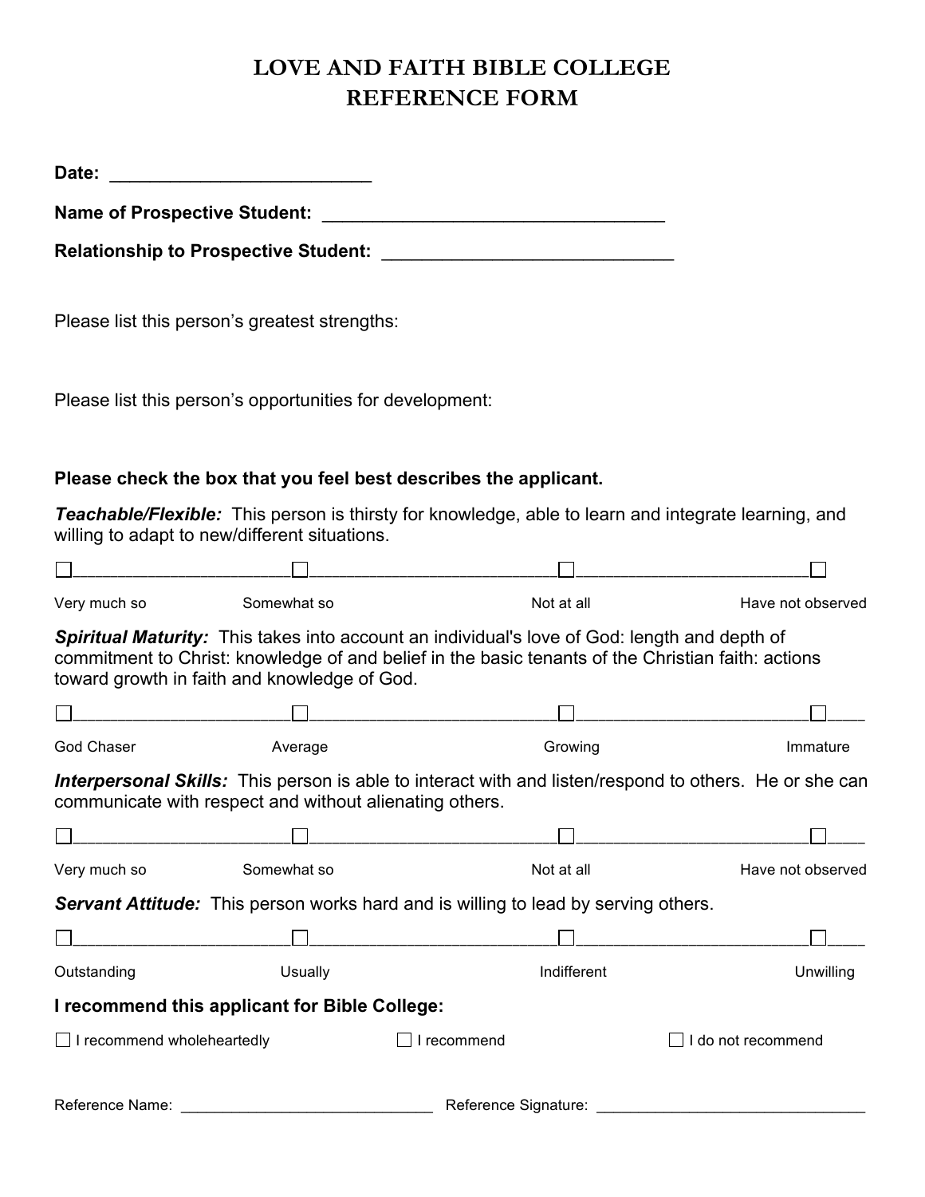# LOVE AND FAITH BIBLE COLLEGE
# REFERENCE FORM

**Date:** ___________________________

**Name of Prospective Student:** __________________________________

**Relationship to Prospective Student:** ______________________________

Please list this person's greatest strengths:

Please list this person's opportunities for development:

**Please check the box that you feel best describes the applicant.**

***Teachable/Flexible:*** This person is thirsty for knowledge, able to learn and integrate learning, and willing to adapt to new/different situations.

☐ Very much so ☐ Somewhat so ☐ Not at all ☐ Have not observed

***Spiritual Maturity:*** This takes into account an individual's love of God: length and depth of commitment to Christ: knowledge of and belief in the basic tenants of the Christian faith: actions toward growth in faith and knowledge of God.

☐ God Chaser ☐ Average ☐ Growing ☐ Immature

***Interpersonal Skills:*** This person is able to interact with and listen/respond to others. He or she can communicate with respect and without alienating others.

☐ Very much so ☐ Somewhat so ☐ Not at all ☐ Have not observed

***Servant Attitude:*** This person works hard and is willing to lead by serving others.

☐ Outstanding ☐ Usually ☐ Indifferent ☐ Unwilling

**I recommend this applicant for Bible College:**

☐ I recommend wholeheartedly ☐ I recommend ☐ I do not recommend

Reference Name: ______________________________ Reference Signature: ________________________________